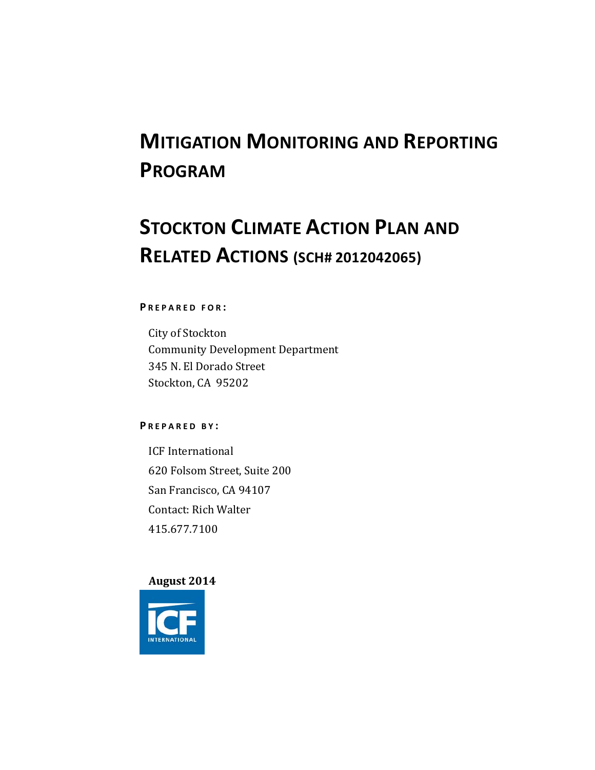# Mitigation Monitoring and Reporting Program

# Stockton Climate Action Plan and Related Actions (SCH# 2012042065)

**Prepared for:**

City of Stockton
Community Development Department
345 N. El Dorado Street
Stockton, CA 95202

**Prepared by:**

ICF International
620 Folsom Street, Suite 200
San Francisco, CA 94107
Contact: Rich Walter
415.677.7100

**August 2014**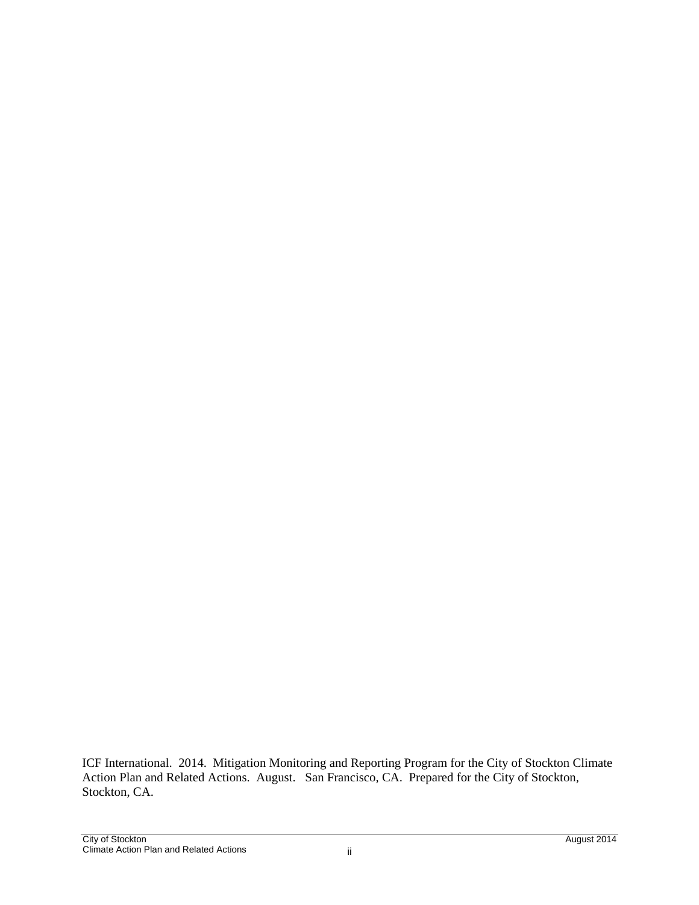ICF International. 2014. Mitigation Monitoring and Reporting Program for the City of Stockton Climate Action Plan and Related Actions. August. San Francisco, CA. Prepared for the City of Stockton, Stockton, CA.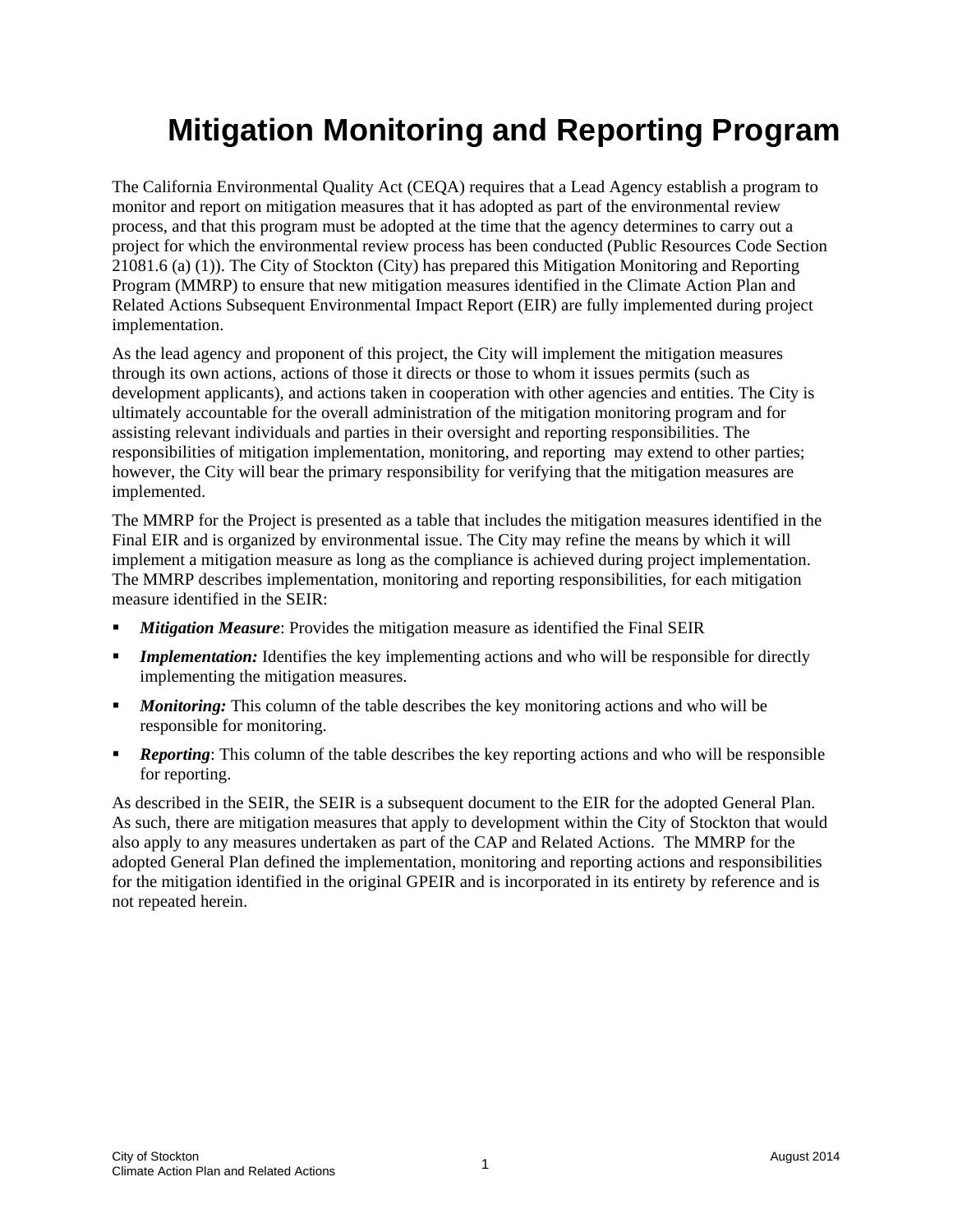# Mitigation Monitoring and Reporting Program

The California Environmental Quality Act (CEQA) requires that a Lead Agency establish a program to monitor and report on mitigation measures that it has adopted as part of the environmental review process, and that this program must be adopted at the time that the agency determines to carry out a project for which the environmental review process has been conducted (Public Resources Code Section 21081.6 (a) (1)). The City of Stockton (City) has prepared this Mitigation Monitoring and Reporting Program (MMRP) to ensure that new mitigation measures identified in the Climate Action Plan and Related Actions Subsequent Environmental Impact Report (EIR) are fully implemented during project implementation.

As the lead agency and proponent of this project, the City will implement the mitigation measures through its own actions, actions of those it directs or those to whom it issues permits (such as development applicants), and actions taken in cooperation with other agencies and entities. The City is ultimately accountable for the overall administration of the mitigation monitoring program and for assisting relevant individuals and parties in their oversight and reporting responsibilities. The responsibilities of mitigation implementation, monitoring, and reporting may extend to other parties; however, the City will bear the primary responsibility for verifying that the mitigation measures are implemented.

The MMRP for the Project is presented as a table that includes the mitigation measures identified in the Final EIR and is organized by environmental issue. The City may refine the means by which it will implement a mitigation measure as long as the compliance is achieved during project implementation. The MMRP describes implementation, monitoring and reporting responsibilities, for each mitigation measure identified in the SEIR:

- ***Mitigation Measure***: Provides the mitigation measure as identified the Final SEIR
- ***Implementation:*** Identifies the key implementing actions and who will be responsible for directly implementing the mitigation measures.
- ***Monitoring:*** This column of the table describes the key monitoring actions and who will be responsible for monitoring.
- ***Reporting***: This column of the table describes the key reporting actions and who will be responsible for reporting.

As described in the SEIR, the SEIR is a subsequent document to the EIR for the adopted General Plan. As such, there are mitigation measures that apply to development within the City of Stockton that would also apply to any measures undertaken as part of the CAP and Related Actions. The MMRP for the adopted General Plan defined the implementation, monitoring and reporting actions and responsibilities for the mitigation identified in the original GPEIR and is incorporated in its entirety by reference and is not repeated herein.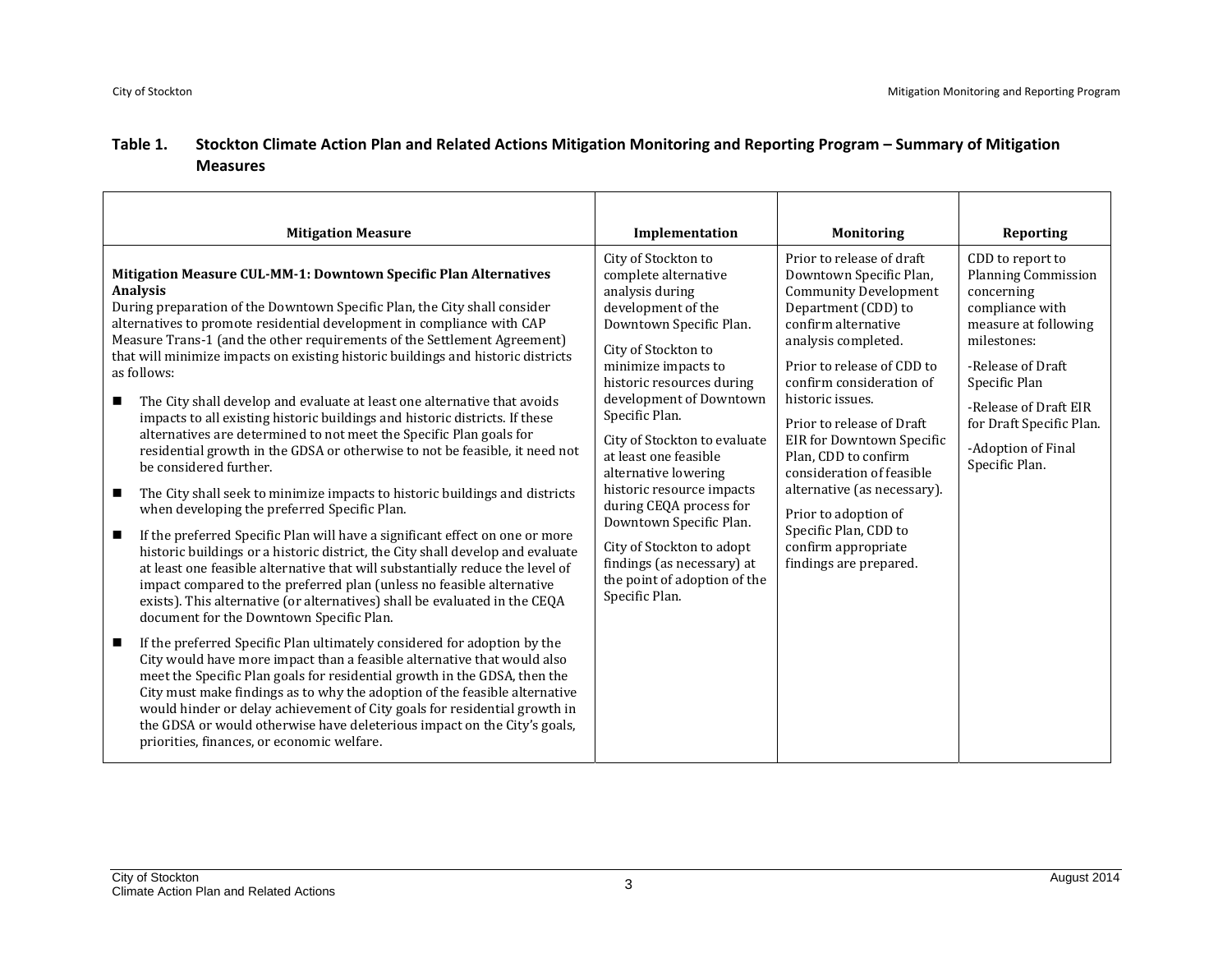**Table 1. Stockton Climate Action Plan and Related Actions Mitigation Monitoring and Reporting Program – Summary of Mitigation Measures**

| Mitigation Measure | Implementation | Monitoring | Reporting |
|---|---|---|---|
| **Mitigation Measure CUL-MM-1: Downtown Specific Plan Alternatives Analysis**<br>During preparation of the Downtown Specific Plan, the City shall consider alternatives to promote residential development in compliance with CAP Measure Trans-1 (and the other requirements of the Settlement Agreement) that will minimize impacts on existing historic buildings and historic districts as follows:<br>■ The City shall develop and evaluate at least one alternative that avoids impacts to all existing historic buildings and historic districts. If these alternatives are determined to not meet the Specific Plan goals for residential growth in the GDSA or otherwise to not be feasible, it need not be considered further.<br>■ The City shall seek to minimize impacts to historic buildings and districts when developing the preferred Specific Plan.<br>■ If the preferred Specific Plan will have a significant effect on one or more historic buildings or a historic district, the City shall develop and evaluate at least one feasible alternative that will substantially reduce the level of impact compared to the preferred plan (unless no feasible alternative exists). This alternative (or alternatives) shall be evaluated in the CEQA document for the Downtown Specific Plan.<br>■ If the preferred Specific Plan ultimately considered for adoption by the City would have more impact than a feasible alternative that would also meet the Specific Plan goals for residential growth in the GDSA, then the City must make findings as to why the adoption of the feasible alternative would hinder or delay achievement of City goals for residential growth in the GDSA or would otherwise have deleterious impact on the City's goals, priorities, finances, or economic welfare. | City of Stockton to complete alternative analysis during development of the Downtown Specific Plan.<br>City of Stockton to minimize impacts to historic resources during development of Downtown Specific Plan.<br>City of Stockton to evaluate at least one feasible alternative lowering historic resource impacts during CEQA process for Downtown Specific Plan.<br>City of Stockton to adopt findings (as necessary) at the point of adoption of the Specific Plan. | Prior to release of draft Downtown Specific Plan, Community Development Department (CDD) to confirm alternative analysis completed.<br>Prior to release of CDD to confirm consideration of historic issues.<br>Prior to release of Draft EIR for Downtown Specific Plan, CDD to confirm consideration of feasible alternative (as necessary).<br>Prior to adoption of Specific Plan, CDD to confirm appropriate findings are prepared. | CDD to report to Planning Commission concerning compliance with measure at following milestones:<br>-Release of Draft Specific Plan<br>-Release of Draft EIR for Draft Specific Plan.<br>-Adoption of Final Specific Plan. |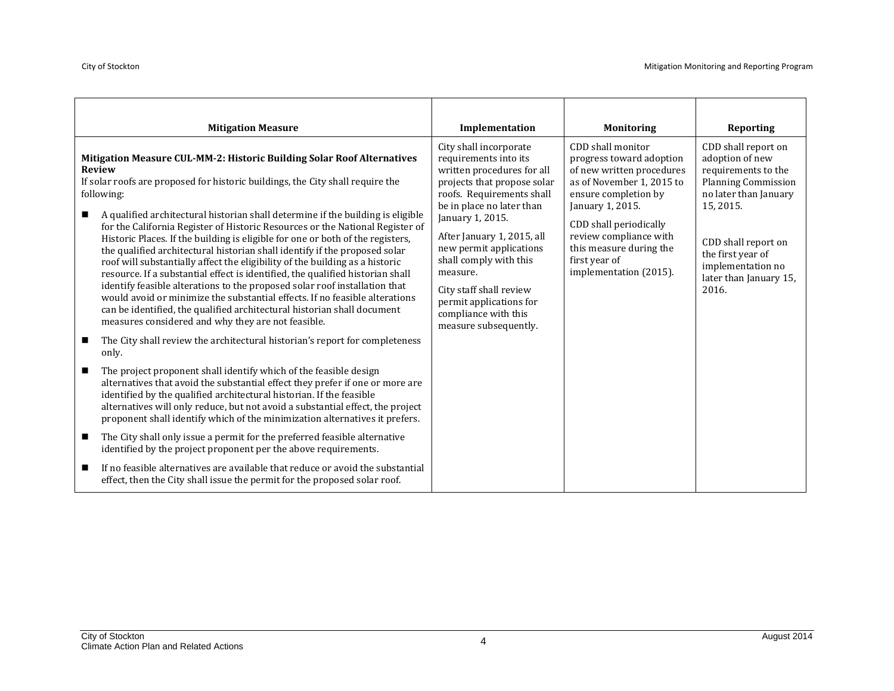| Mitigation Measure | Implementation | Monitoring | Reporting |
|---|---|---|---|
| **Mitigation Measure CUL-MM-2: Historic Building Solar Roof Alternatives Review**<br>If solar roofs are proposed for historic buildings, the City shall require the following:<br>■ A qualified architectural historian shall determine if the building is eligible for the California Register of Historic Resources or the National Register of Historic Places. If the building is eligible for one or both of the registers, the qualified architectural historian shall identify if the proposed solar roof will substantially affect the eligibility of the building as a historic resource. If a substantial effect is identified, the qualified historian shall identify feasible alterations to the proposed solar roof installation that would avoid or minimize the substantial effects. If no feasible alterations can be identified, the qualified architectural historian shall document measures considered and why they are not feasible.<br>■ The City shall review the architectural historian's report for completeness only.<br>■ The project proponent shall identify which of the feasible design alternatives that avoid the substantial effect they prefer if one or more are identified by the qualified architectural historian. If the feasible alternatives will only reduce, but not avoid a substantial effect, the project proponent shall identify which of the minimization alternatives it prefers.<br>■ The City shall only issue a permit for the preferred feasible alternative identified by the project proponent per the above requirements.<br>■ If no feasible alternatives are available that reduce or avoid the substantial effect, then the City shall issue the permit for the proposed solar roof. | City shall incorporate requirements into its written procedures for all projects that propose solar roofs. Requirements shall be in place no later than January 1, 2015.<br>After January 1, 2015, all new permit applications shall comply with this measure.<br>City staff shall review permit applications for compliance with this measure subsequently. | CDD shall monitor progress toward adoption of new written procedures as of November 1, 2015 to ensure completion by January 1, 2015.<br>CDD shall periodically review compliance with this measure during the first year of implementation (2015). | CDD shall report on adoption of new requirements to the Planning Commission no later than January 15, 2015.<br>CDD shall report on the first year of implementation no later than January 15, 2016. |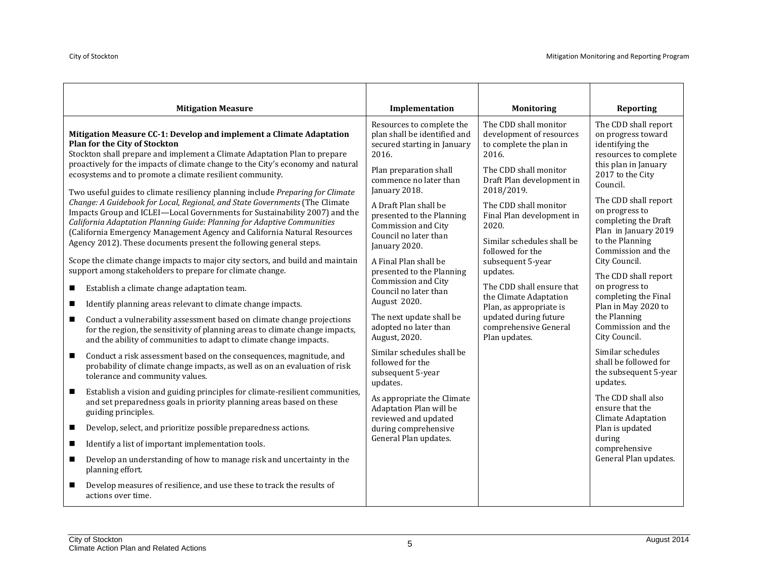| Mitigation Measure | Implementation | Monitoring | Reporting |
|---|---|---|---|
| **Mitigation Measure CC-1: Develop and implement a Climate Adaptation Plan for the City of Stockton**<br>Stockton shall prepare and implement a Climate Adaptation Plan to prepare proactively for the impacts of climate change to the City's economy and natural ecosystems and to promote a climate resilient community.<br><br>Two useful guides to climate resiliency planning include *Preparing for Climate Change: A Guidebook for Local, Regional, and State Governments* (The Climate Impacts Group and ICLEI—Local Governments for Sustainability 2007) and the *California Adaptation Planning Guide: Planning for Adaptive Communities* (California Emergency Management Agency and California Natural Resources Agency 2012). These documents present the following general steps.<br><br>Scope the climate change impacts to major city sectors, and build and maintain support among stakeholders to prepare for climate change.<br><br>■ Establish a climate change adaptation team.<br>■ Identify planning areas relevant to climate change impacts.<br>■ Conduct a vulnerability assessment based on climate change projections for the region, the sensitivity of planning areas to climate change impacts, and the ability of communities to adapt to climate change impacts.<br>■ Conduct a risk assessment based on the consequences, magnitude, and probability of climate change impacts, as well as on an evaluation of risk tolerance and community values.<br>■ Establish a vision and guiding principles for climate-resilient communities, and set preparedness goals in priority planning areas based on these guiding principles.<br>■ Develop, select, and prioritize possible preparedness actions.<br>■ Identify a list of important implementation tools.<br>■ Develop an understanding of how to manage risk and uncertainty in the planning effort.<br>■ Develop measures of resilience, and use these to track the results of actions over time. | Resources to complete the plan shall be identified and secured starting in January 2016.<br><br>Plan preparation shall commence no later than January 2018.<br><br>A Draft Plan shall be presented to the Planning Commission and City Council no later than January 2020.<br><br>A Final Plan shall be presented to the Planning Commission and City Council no later than August 2020.<br><br>The next update shall be adopted no later than August, 2020.<br><br>Similar schedules shall be followed for the subsequent 5-year updates.<br><br>As appropriate the Climate Adaptation Plan will be reviewed and updated during comprehensive General Plan updates. | The CDD shall monitor development of resources to complete the plan in 2016.<br><br>The CDD shall monitor Draft Plan development in 2018/2019.<br><br>The CDD shall monitor Final Plan development in 2020.<br><br>Similar schedules shall be followed for the subsequent 5-year updates.<br><br>The CDD shall ensure that the Climate Adaptation Plan, as appropriate is updated during future comprehensive General Plan updates. | The CDD shall report on progress toward identifying the resources to complete this plan in January 2017 to the City Council.<br><br>The CDD shall report on progress to completing the Draft Plan in January 2019 to the Planning Commission and the City Council.<br><br>The CDD shall report on progress to completing the Final Plan in May 2020 to the Planning Commission and the City Council.<br><br>Similar schedules shall be followed for the subsequent 5-year updates.<br><br>The CDD shall also ensure that the Climate Adaptation Plan is updated during comprehensive General Plan updates. |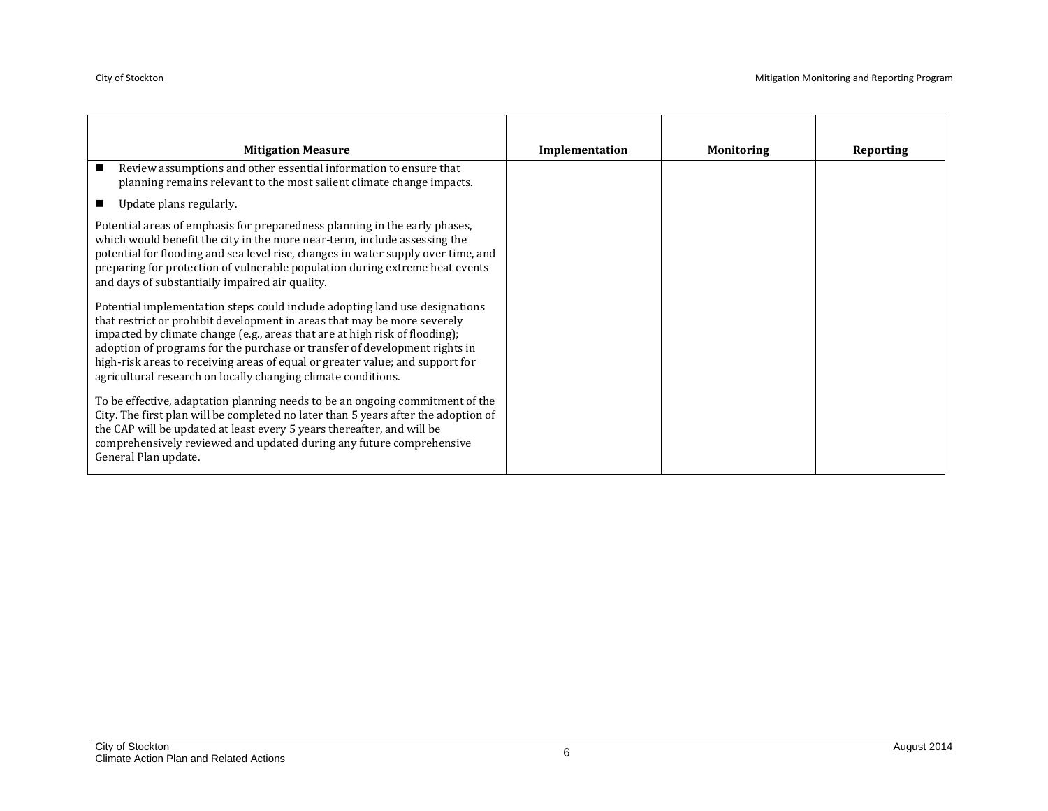| Mitigation Measure | Implementation | Monitoring | Reporting |
|---|---|---|---|
| ■ Review assumptions and other essential information to ensure that planning remains relevant to the most salient climate change impacts.<br><br>■ Update plans regularly.<br><br>Potential areas of emphasis for preparedness planning in the early phases, which would benefit the city in the more near-term, include assessing the potential for flooding and sea level rise, changes in water supply over time, and preparing for protection of vulnerable population during extreme heat events and days of substantially impaired air quality.<br><br>Potential implementation steps could include adopting land use designations that restrict or prohibit development in areas that may be more severely impacted by climate change (e.g., areas that are at high risk of flooding); adoption of programs for the purchase or transfer of development rights in high-risk areas to receiving areas of equal or greater value; and support for agricultural research on locally changing climate conditions.<br><br>To be effective, adaptation planning needs to be an ongoing commitment of the City. The first plan will be completed no later than 5 years after the adoption of the CAP will be updated at least every 5 years thereafter, and will be comprehensively reviewed and updated during any future comprehensive General Plan update. | | | |